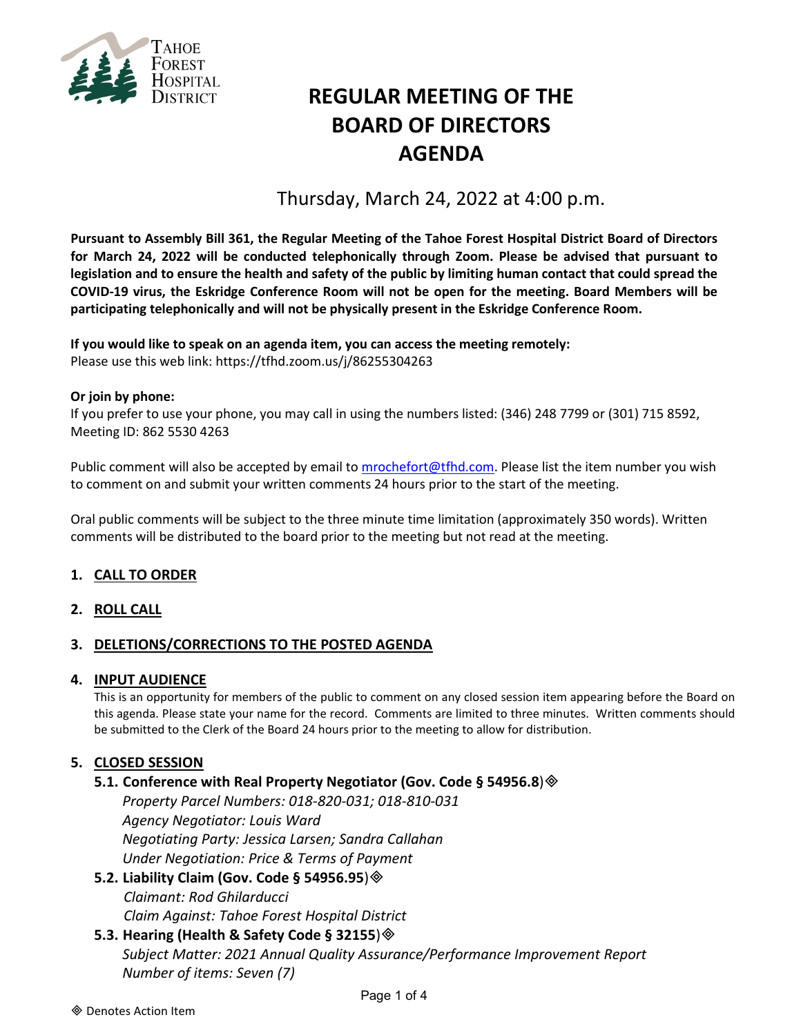Tahoe Forest Hospital District

# REGULAR MEETING OF THE BOARD OF DIRECTORS AGENDA

## Thursday, March 24, 2022 at 4:00 p.m.

**Pursuant to Assembly Bill 361, the Regular Meeting of the Tahoe Forest Hospital District Board of Directors for March 24, 2022 will be conducted telephonically through Zoom. Please be advised that pursuant to legislation and to ensure the health and safety of the public by limiting human contact that could spread the COVID-19 virus, the Eskridge Conference Room will not be open for the meeting. Board Members will be participating telephonically and will not be physically present in the Eskridge Conference Room.**

**If you would like to speak on an agenda item, you can access the meeting remotely:**
Please use this web link: https://tfhd.zoom.us/j/86255304263

**Or join by phone:**
If you prefer to use your phone, you may call in using the numbers listed: (346) 248 7799 or (301) 715 8592, Meeting ID: 862 5530 4263

Public comment will also be accepted by email to mrochefort@tfhd.com. Please list the item number you wish to comment on and submit your written comments 24 hours prior to the start of the meeting.

Oral public comments will be subject to the three minute time limitation (approximately 350 words). Written comments will be distributed to the board prior to the meeting but not read at the meeting.

1. **CALL TO ORDER**

2. **ROLL CALL**

3. **DELETIONS/CORRECTIONS TO THE POSTED AGENDA**

4. **INPUT AUDIENCE**
   This is an opportunity for members of the public to comment on any closed session item appearing before the Board on this agenda. Please state your name for the record. Comments are limited to three minutes. Written comments should be submitted to the Clerk of the Board 24 hours prior to the meeting to allow for distribution.

5. **CLOSED SESSION**

   **5.1. Conference with Real Property Negotiator (Gov. Code § 54956.8)** ◈
   *Property Parcel Numbers: 018-820-031; 018-810-031*
   *Agency Negotiator: Louis Ward*
   *Negotiating Party: Jessica Larsen; Sandra Callahan*
   *Under Negotiation: Price & Terms of Payment*

   **5.2. Liability Claim (Gov. Code § 54956.95)** ◈
   *Claimant: Rod Ghilarducci*
   *Claim Against: Tahoe Forest Hospital District*

   **5.3. Hearing (Health & Safety Code § 32155)** ◈
   *Subject Matter: 2021 Annual Quality Assurance/Performance Improvement Report*
   *Number of items: Seven (7)*

◈ Denotes Action Item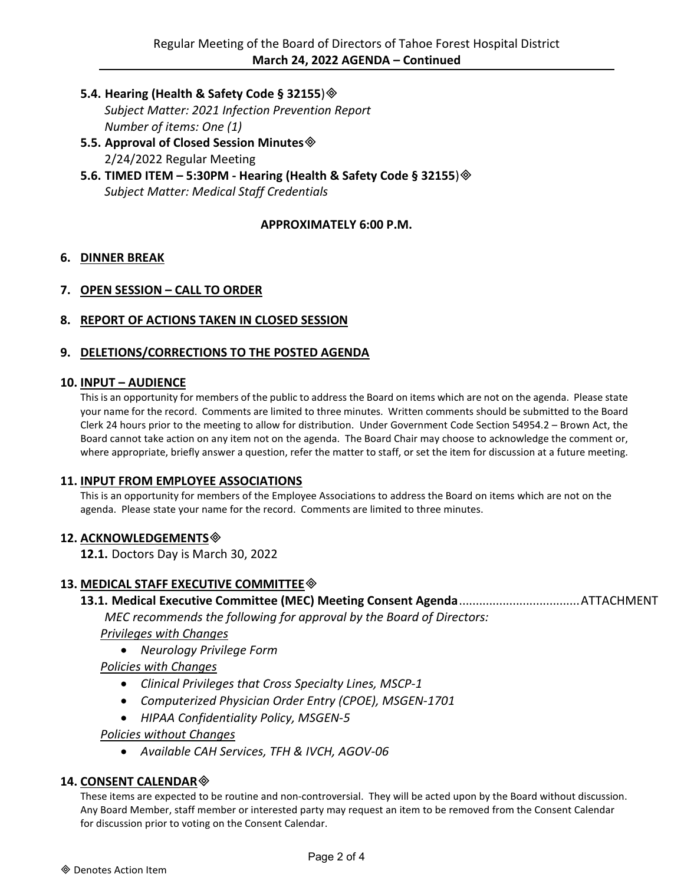**5.4. Hearing (Health & Safety Code § 32155)** ◈
*Subject Matter: 2021 Infection Prevention Report*
*Number of items: One (1)*

**5.5. Approval of Closed Session Minutes** ◈
2/24/2022 Regular Meeting

**5.6. TIMED ITEM – 5:30PM - Hearing (Health & Safety Code § 32155)** ◈
*Subject Matter: Medical Staff Credentials*

**APPROXIMATELY 6:00 P.M.**

## 6. DINNER BREAK

## 7. OPEN SESSION – CALL TO ORDER

## 8. REPORT OF ACTIONS TAKEN IN CLOSED SESSION

## 9. DELETIONS/CORRECTIONS TO THE POSTED AGENDA

## 10. INPUT – AUDIENCE

This is an opportunity for members of the public to address the Board on items which are not on the agenda. Please state your name for the record. Comments are limited to three minutes. Written comments should be submitted to the Board Clerk 24 hours prior to the meeting to allow for distribution. Under Government Code Section 54954.2 – Brown Act, the Board cannot take action on any item not on the agenda. The Board Chair may choose to acknowledge the comment or, where appropriate, briefly answer a question, refer the matter to staff, or set the item for discussion at a future meeting.

## 11. INPUT FROM EMPLOYEE ASSOCIATIONS

This is an opportunity for members of the Employee Associations to address the Board on items which are not on the agenda. Please state your name for the record. Comments are limited to three minutes.

## 12. ACKNOWLEDGEMENTS ◈

**12.1.** Doctors Day is March 30, 2022

## 13. MEDICAL STAFF EXECUTIVE COMMITTEE ◈

**13.1. Medical Executive Committee (MEC) Meeting Consent Agenda**....................................ATTACHMENT

*MEC recommends the following for approval by the Board of Directors:*

*Privileges with Changes*

- *Neurology Privilege Form*

*Policies with Changes*

- *Clinical Privileges that Cross Specialty Lines, MSCP-1*
- *Computerized Physician Order Entry (CPOE), MSGEN-1701*
- *HIPAA Confidentiality Policy, MSGEN-5*

*Policies without Changes*

- *Available CAH Services, TFH & IVCH, AGOV-06*

## 14. CONSENT CALENDAR ◈

These items are expected to be routine and non-controversial. They will be acted upon by the Board without discussion. Any Board Member, staff member or interested party may request an item to be removed from the Consent Calendar for discussion prior to voting on the Consent Calendar.

◈ Denotes Action Item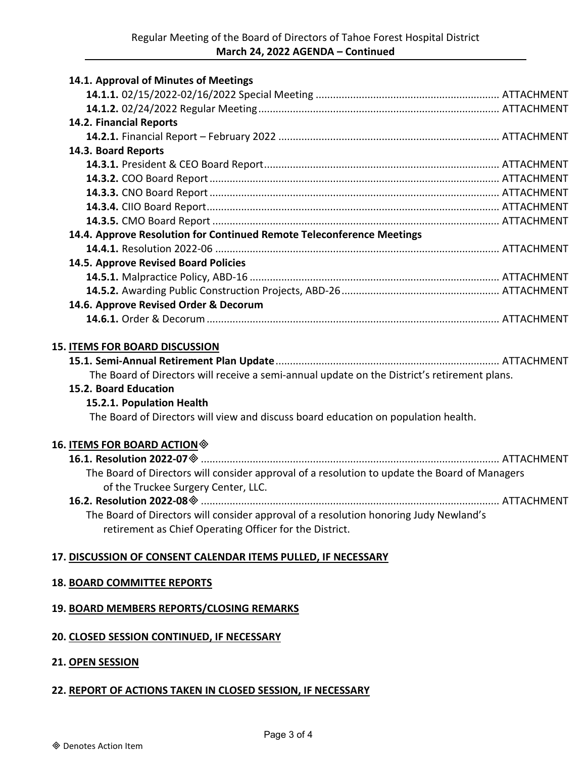**14.1. Approval of Minutes of Meetings**

**14.1.1.** 02/15/2022-02/16/2022 Special Meeting ................................................................ ATTACHMENT

**14.1.2.** 02/24/2022 Regular Meeting ................................................................ ATTACHMENT

**14.2. Financial Reports**

**14.2.1.** Financial Report – February 2022 ................................................................ ATTACHMENT

**14.3. Board Reports**

**14.3.1.** President & CEO Board Report ................................................................ ATTACHMENT

**14.3.2.** COO Board Report ................................................................ ATTACHMENT

**14.3.3.** CNO Board Report ................................................................ ATTACHMENT

**14.3.4.** CIIO Board Report ................................................................ ATTACHMENT

**14.3.5.** CMO Board Report ................................................................ ATTACHMENT

**14.4. Approve Resolution for Continued Remote Teleconference Meetings**

**14.4.1.** Resolution 2022-06 ................................................................ ATTACHMENT

**14.5. Approve Revised Board Policies**

**14.5.1.** Malpractice Policy, ABD-16 ................................................................ ATTACHMENT

**14.5.2.** Awarding Public Construction Projects, ABD-26 ................................................................ ATTACHMENT

**14.6. Approve Revised Order & Decorum**

**14.6.1.** Order & Decorum ................................................................ ATTACHMENT

**15. <u>ITEMS FOR BOARD DISCUSSION</u>**

**15.1. Semi-Annual Retirement Plan Update** ................................................................ ATTACHMENT

The Board of Directors will receive a semi-annual update on the District's retirement plans.

**15.2. Board Education**

**15.2.1. Population Health**

The Board of Directors will view and discuss board education on population health.

**16. <u>ITEMS FOR BOARD ACTION</u>** ◈

**16.1. Resolution 2022-07** ◈ ................................................................ ATTACHMENT

The Board of Directors will consider approval of a resolution to update the Board of Managers of the Truckee Surgery Center, LLC.

**16.2. Resolution 2022-08** ◈ ................................................................ ATTACHMENT

The Board of Directors will consider approval of a resolution honoring Judy Newland's retirement as Chief Operating Officer for the District.

**17. <u>DISCUSSION OF CONSENT CALENDAR ITEMS PULLED, IF NECESSARY</u>**

**18. <u>BOARD COMMITTEE REPORTS</u>**

**19. <u>BOARD MEMBERS REPORTS/CLOSING REMARKS</u>**

**20. <u>CLOSED SESSION CONTINUED, IF NECESSARY</u>**

**21. <u>OPEN SESSION</u>**

**22. <u>REPORT OF ACTIONS TAKEN IN CLOSED SESSION, IF NECESSARY</u>**

◈ Denotes Action Item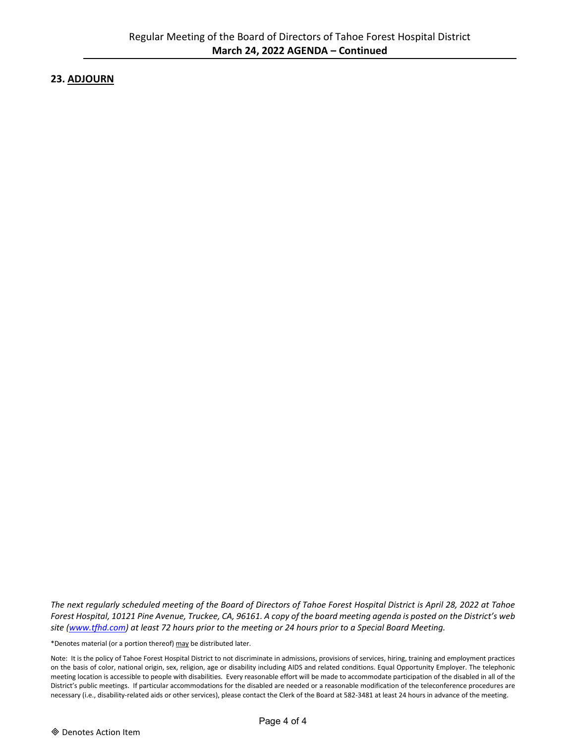## 23. ADJOURN

*The next regularly scheduled meeting of the Board of Directors of Tahoe Forest Hospital District is April 28, 2022 at Tahoe Forest Hospital, 10121 Pine Avenue, Truckee, CA, 96161. A copy of the board meeting agenda is posted on the District's web site ([www.tfhd.com](http://www.tfhd.com)) at least 72 hours prior to the meeting or 24 hours prior to a Special Board Meeting.*

*Denotes material (or a portion thereof) may be distributed later.

Note: It is the policy of Tahoe Forest Hospital District to not discriminate in admissions, provisions of services, hiring, training and employment practices on the basis of color, national origin, sex, religion, age or disability including AIDS and related conditions. Equal Opportunity Employer. The telephonic meeting location is accessible to people with disabilities. Every reasonable effort will be made to accommodate participation of the disabled in all of the District's public meetings. If particular accommodations for the disabled are needed or a reasonable modification of the teleconference procedures are necessary (i.e., disability-related aids or other services), please contact the Clerk of the Board at 582-3481 at least 24 hours in advance of the meeting.

◈ Denotes Action Item